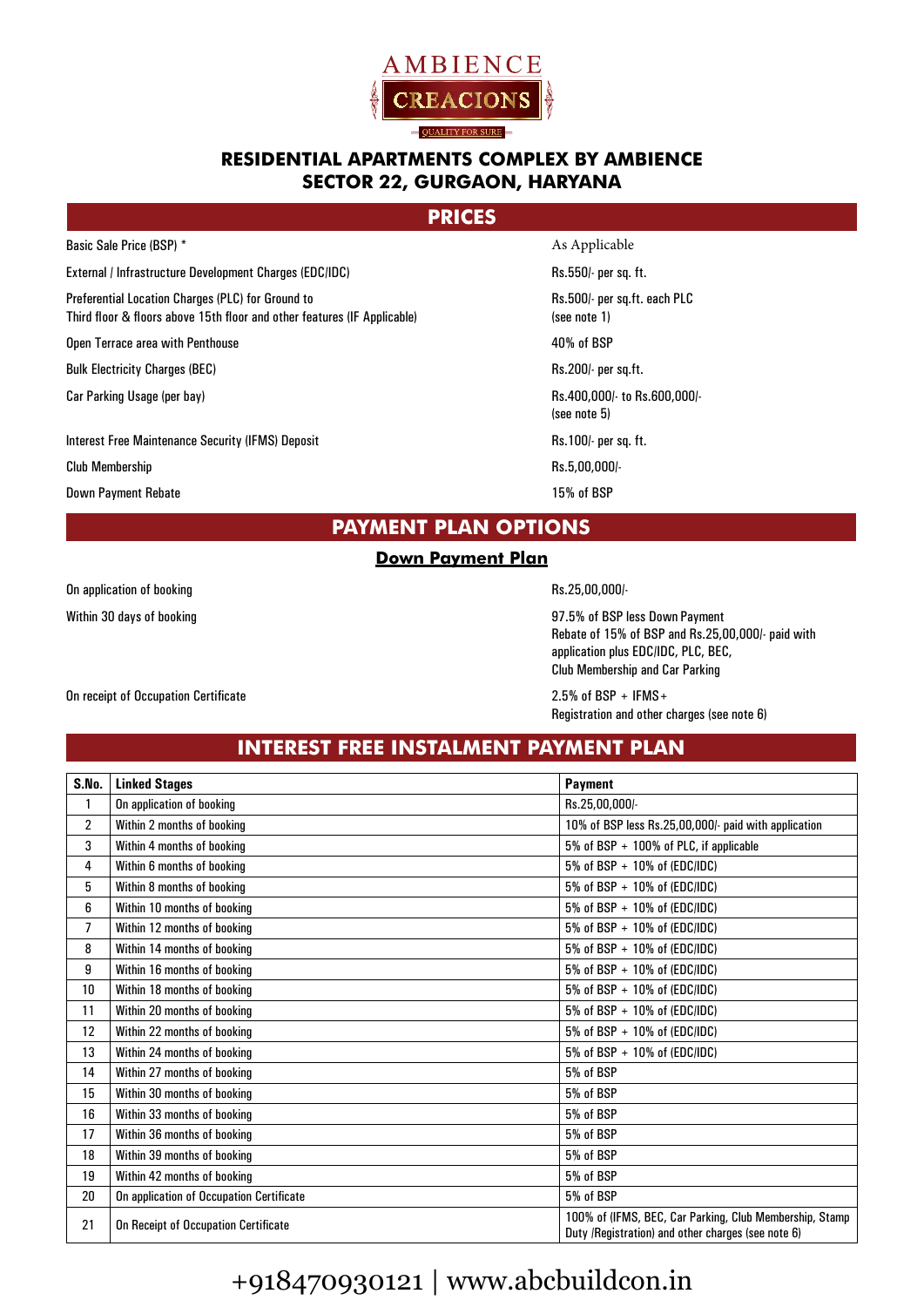AMBIENCE

CREACIONS

QUALITY FOR SURE

# RESIDENTIAL APARTMENTS COMPLEX BY AMBIENCE
# SECTOR 22, GURGAON, HARYANA

## PRICES

| | |
|---|---|
| Basic Sale Price (BSP) * | As Applicable |
| External / Infrastructure Development Charges (EDC/IDC) | Rs.550/- per sq. ft. |
| Preferential Location Charges (PLC) for Ground to Third floor & floors above 15th floor and other features (IF Applicable) | Rs.500/- per sq.ft. each PLC (see note 1) |
| Open Terrace area with Penthouse | 40% of BSP |
| Bulk Electricity Charges (BEC) | Rs.200/- per sq.ft. |
| Car Parking Usage (per bay) | Rs.400,000/- to Rs.600,000/- (see note 5) |
| Interest Free Maintenance Security (IFMS) Deposit | Rs.100/- per sq. ft. |
| Club Membership | Rs.5,00,000/- |
| Down Payment Rebate | 15% of BSP |

## PAYMENT PLAN OPTIONS

### Down Payment Plan

| | |
|---|---|
| On application of booking | Rs.25,00,000/- |
| Within 30 days of booking | 97.5% of BSP less Down Payment Rebate of 15% of BSP and Rs.25,00,000/- paid with application plus EDC/IDC, PLC, BEC, Club Membership and Car Parking |
| On receipt of Occupation Certificate | 2.5% of BSP + IFMS+ Registration and other charges (see note 6) |

## INTEREST FREE INSTALMENT PAYMENT PLAN

| S.No. | Linked Stages | Payment |
|---|---|---|
| 1 | On application of booking | Rs.25,00,000/- |
| 2 | Within 2 months of booking | 10% of BSP less Rs.25,00,000/- paid with application |
| 3 | Within 4 months of booking | 5% of BSP + 100% of PLC, if applicable |
| 4 | Within 6 months of booking | 5% of BSP + 10% of (EDC/IDC) |
| 5 | Within 8 months of booking | 5% of BSP + 10% of (EDC/IDC) |
| 6 | Within 10 months of booking | 5% of BSP + 10% of (EDC/IDC) |
| 7 | Within 12 months of booking | 5% of BSP + 10% of (EDC/IDC) |
| 8 | Within 14 months of booking | 5% of BSP + 10% of (EDC/IDC) |
| 9 | Within 16 months of booking | 5% of BSP + 10% of (EDC/IDC) |
| 10 | Within 18 months of booking | 5% of BSP + 10% of (EDC/IDC) |
| 11 | Within 20 months of booking | 5% of BSP + 10% of (EDC/IDC) |
| 12 | Within 22 months of booking | 5% of BSP + 10% of (EDC/IDC) |
| 13 | Within 24 months of booking | 5% of BSP + 10% of (EDC/IDC) |
| 14 | Within 27 months of booking | 5% of BSP |
| 15 | Within 30 months of booking | 5% of BSP |
| 16 | Within 33 months of booking | 5% of BSP |
| 17 | Within 36 months of booking | 5% of BSP |
| 18 | Within 39 months of booking | 5% of BSP |
| 19 | Within 42 months of booking | 5% of BSP |
| 20 | On application of Occupation Certificate | 5% of BSP |
| 21 | On Receipt of Occupation Certificate | 100% of (IFMS, BEC, Car Parking, Club Membership, Stamp Duty (Registration) and other charges (see note 6) |

+918470930121 | www.abcbuildcon.in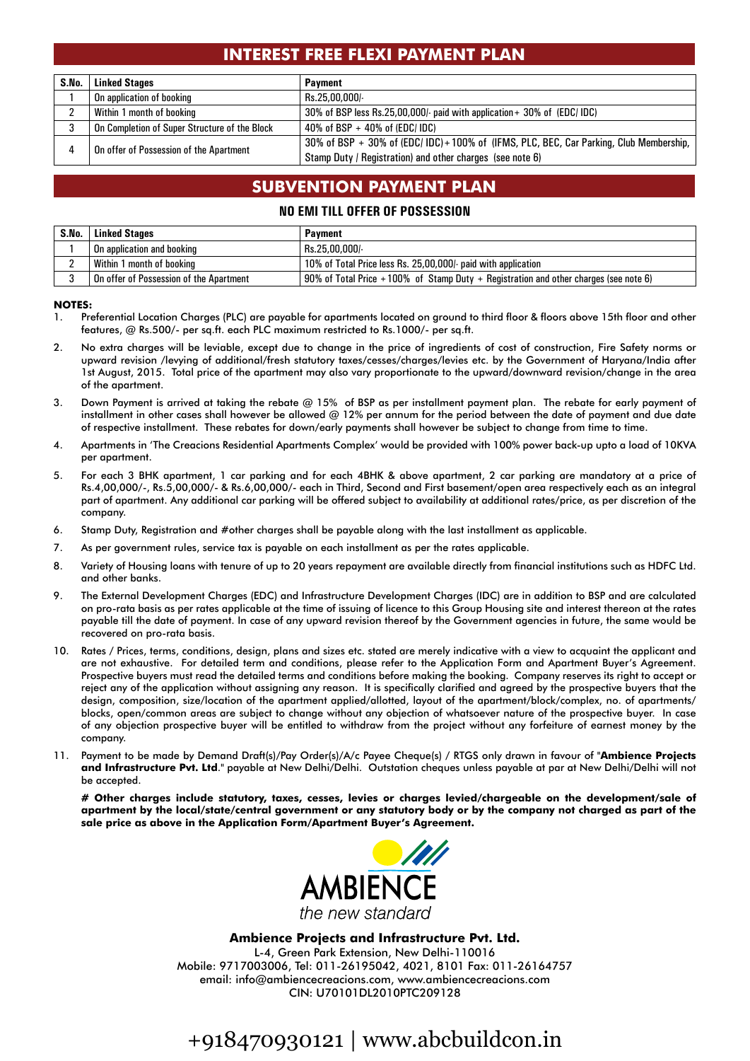## INTEREST FREE FLEXI PAYMENT PLAN

| S.No. | Linked Stages | Payment |
|---|---|---|
| 1 | On application of booking | Rs.25,00,000/- |
| 2 | Within 1 month of booking | 30% of BSP less Rs.25,00,000/- paid with application + 30% of (EDC/ IDC) |
| 3 | On Completion of Super Structure of the Block | 40% of BSP + 40% of (EDC/ IDC) |
| 4 | On offer of Possession of the Apartment | 30% of BSP + 30% of (EDC/ IDC) + 100% of (IFMS, PLC, BEC, Car Parking, Club Membership, Stamp Duty / Registration) and other charges (see note 6) |

## SUBVENTION PAYMENT PLAN

### NO EMI TILL OFFER OF POSSESSION

| S.No. | Linked Stages | Payment |
|---|---|---|
| 1 | On application and booking | Rs.25,00,000/- |
| 2 | Within 1 month of booking | 10% of Total Price less Rs. 25,00,000/- paid with application |
| 3 | On offer of Possession of the Apartment | 90% of Total Price + 100% of Stamp Duty + Registration and other charges (see note 6) |

**NOTES:**

1. Preferential Location Charges (PLC) are payable for apartments located on ground to third floor & floors above 15th floor and other features, @ Rs.500/- per sq.ft. each PLC maximum restricted to Rs.1000/- per sq.ft.
2. No extra charges will be leviable, except due to change in the price of ingredients of cost of construction, Fire Safety norms or upward revision /levying of additional/fresh statutory taxes/cesses/charges/levies etc. by the Government of Haryana/India after 1st August, 2015. Total price of the apartment may also vary proportionate to the upward/downward revision/change in the area of the apartment.
3. Down Payment is arrived at taking the rebate @ 15% of BSP as per installment payment plan. The rebate for early payment of installment in other cases shall however be allowed @ 12% per annum for the period between the date of payment and due date of respective installment. These rebates for down/early payments shall however be subject to change from time to time.
4. Apartments in 'The Creacions Residential Apartments Complex' would be provided with 100% power back-up upto a load of 10KVA per apartment.
5. For each 3 BHK apartment, 1 car parking and for each 4BHK & above apartment, 2 car parking are mandatory at a price of Rs.4,00,000/-, Rs.5,00,000/- & Rs.6,00,000/- each in Third, Second and First basement/open area respectively each as an integral part of apartment. Any additional car parking will be offered subject to availability at additional rates/price, as per discretion of the company.
6. Stamp Duty, Registration and #other charges shall be payable along with the last installment as applicable.
7. As per government rules, service tax is payable on each installment as per the rates applicable.
8. Variety of Housing loans with tenure of up to 20 years repayment are available directly from financial institutions such as HDFC Ltd. and other banks.
9. The External Development Charges (EDC) and Infrastructure Development Charges (IDC) are in addition to BSP and are calculated on pro-rata basis as per rates applicable at the time of issuing of licence to this Group Housing site and interest thereon at the rates payable till the date of payment. In case of any upward revision thereof by the Government agencies in future, the same would be recovered on pro-rata basis.
10. Rates / Prices, terms, conditions, design, plans and sizes etc. stated are merely indicative with a view to acquaint the applicant and are not exhaustive. For detailed term and conditions, please refer to the Application Form and Apartment Buyer's Agreement. Prospective buyers must read the detailed terms and conditions before making the booking. Company reserves its right to accept or reject any of the application without assigning any reason. It is specifically clarified and agreed by the prospective buyers that the design, composition, size/location of the apartment applied/allotted, layout of the apartment/block/complex, no. of apartments/ blocks, open/common areas are subject to change without any objection of whatsoever nature of the prospective buyer. In case of any objection prospective buyer will be entitled to withdraw from the project without any forfeiture of earnest money by the company.
11. Payment to be made by Demand Draft(s)/Pay Order(s)/A/c Payee Cheque(s) / RTGS only drawn in favour of "**Ambience Projects and Infrastructure Pvt. Ltd**." payable at New Delhi/Delhi. Outstation cheques unless payable at par at New Delhi/Delhi will not be accepted.

**# Other charges include statutory, taxes, cesses, levies or charges levied/chargeable on the development/sale of apartment by the local/state/central government or any statutory body or by the company not charged as part of the sale price as above in the Application Form/Apartment Buyer's Agreement.**

AMBIENCE
*the new standard*

**Ambience Projects and Infrastructure Pvt. Ltd.**
L-4, Green Park Extension, New Delhi-110016
Mobile: 9717003006, Tel: 011-26195042, 4021, 8101 Fax: 011-26164757
email: info@ambiencecreacions.com, www.ambiencecreacions.com
CIN: U70101DL2010PTC209128

+918470930121 | www.abcbuildcon.in